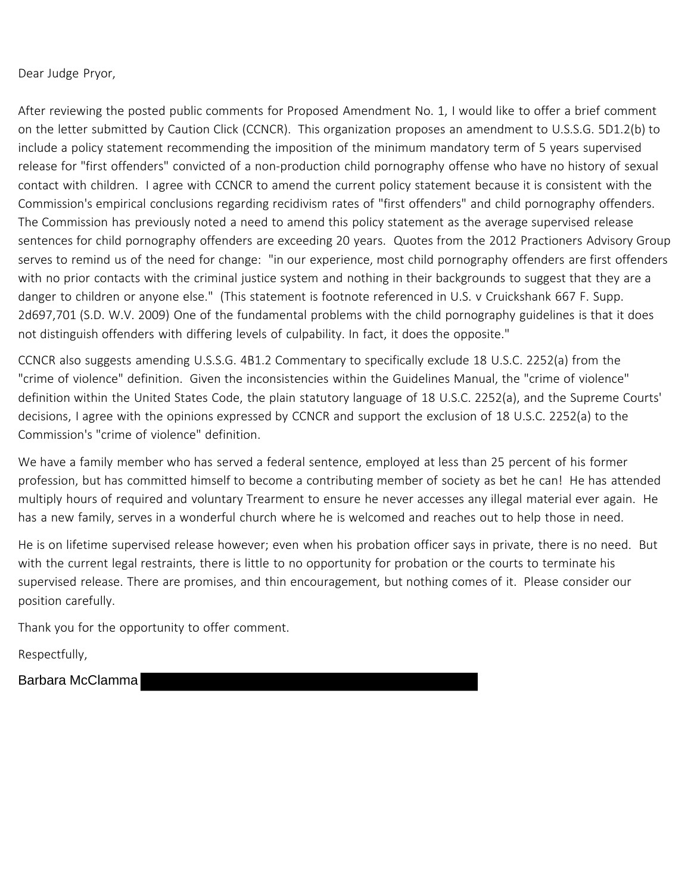Dear Judge Pryor,

After reviewing the posted public comments for Proposed Amendment No. 1, I would like to offer a brief comment on the letter submitted by Caution Click (CCNCR). This organization proposes an amendment to U.S.S.G. 5D1.2(b) to include a policy statement recommending the imposition of the minimum mandatory term of 5 years supervised release for "first offenders" convicted of a non-production child pornography offense who have no history of sexual contact with children. I agree with CCNCR to amend the current policy statement because it is consistent with the Commission's empirical conclusions regarding recidivism rates of "first offenders" and child pornography offenders. The Commission has previously noted a need to amend this policy statement as the average supervised release sentences for child pornography offenders are exceeding 20 years. Quotes from the 2012 Practioners Advisory Group serves to remind us of the need for change: "in our experience, most child pornography offenders are first offenders with no prior contacts with the criminal justice system and nothing in their backgrounds to suggest that they are a danger to children or anyone else." (This statement is footnote referenced in U.S. v Cruickshank 667 F. Supp. 2d697,701 (S.D. W.V. 2009) One of the fundamental problems with the child pornography guidelines is that it does not distinguish offenders with differing levels of culpability. In fact, it does the opposite."

CCNCR also suggests amending U.S.S.G. 4B1.2 Commentary to specifically exclude 18 U.S.C. 2252(a) from the "crime of violence" definition. Given the inconsistencies within the Guidelines Manual, the "crime of violence" definition within the United States Code, the plain statutory language of 18 U.S.C. 2252(a), and the Supreme Courts' decisions, I agree with the opinions expressed by CCNCR and support the exclusion of 18 U.S.C. 2252(a) to the Commission's "crime of violence" definition.

We have a family member who has served a federal sentence, employed at less than 25 percent of his former profession, but has committed himself to become a contributing member of society as bet he can! He has attended multiply hours of required and voluntary Trearment to ensure he never accesses any illegal material ever again. He has a new family, serves in a wonderful church where he is welcomed and reaches out to help those in need.

He is on lifetime supervised release however; even when his probation officer says in private, there is no need. But with the current legal restraints, there is little to no opportunity for probation or the courts to terminate his supervised release. There are promises, and thin encouragement, but nothing comes of it. Please consider our position carefully.

Thank you for the opportunity to offer comment.

Respectfully,

Barbara McClamma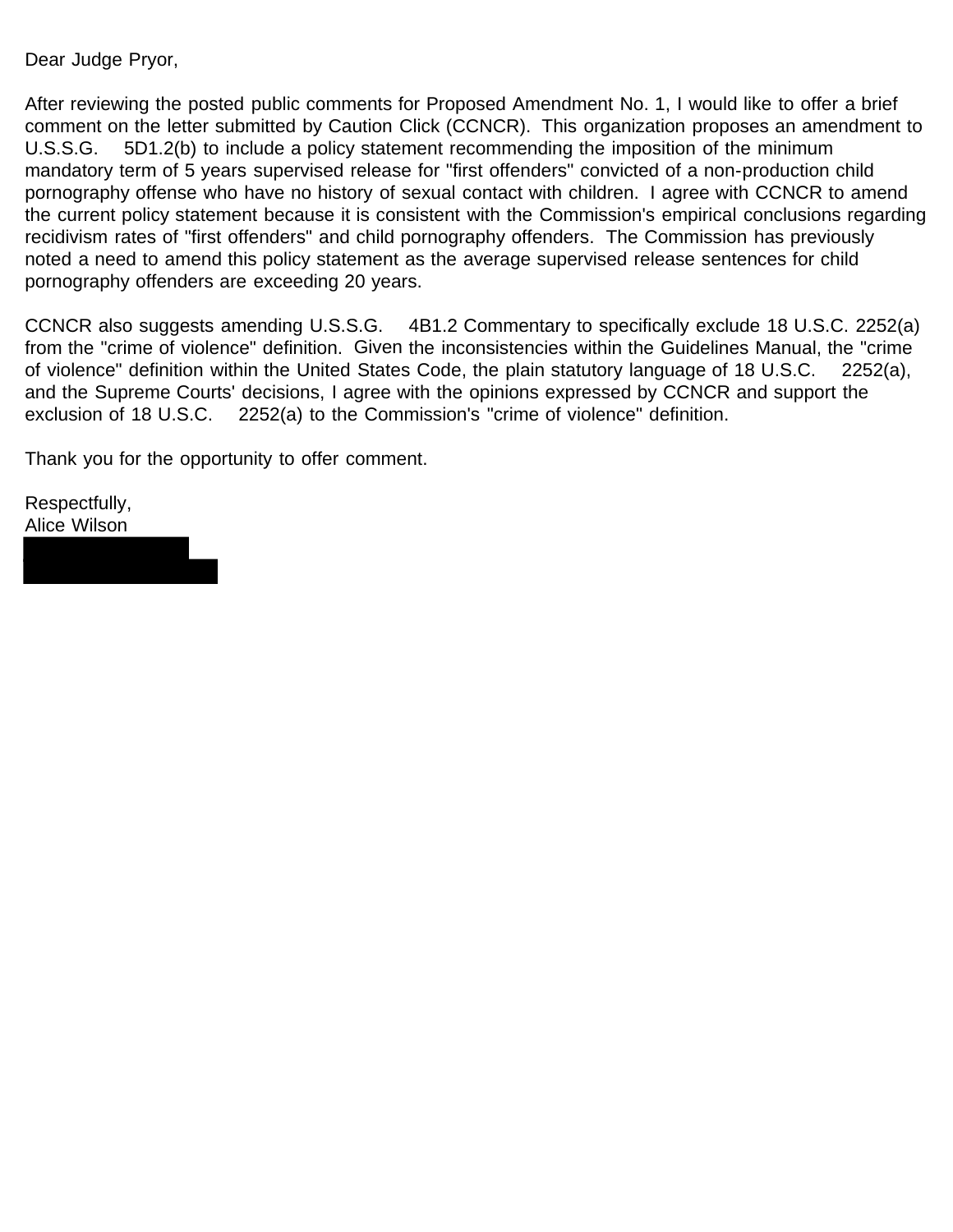Dear Judge Pryor,

After reviewing the posted public comments for Proposed Amendment No. 1, I would like to offer a brief comment on the letter submitted by Caution Click (CCNCR). This organization proposes an amendment to U.S.S.G. 5D1.2(b) to include a policy statement recommending the imposition of the minimum mandatory term of 5 years supervised release for "first offenders" convicted of a non-production child pornography offense who have no history of sexual contact with children. I agree with CCNCR to amend the current policy statement because it is consistent with the Commission's empirical conclusions regarding recidivism rates of "first offenders" and child pornography offenders. The Commission has previously noted a need to amend this policy statement as the average supervised release sentences for child pornography offenders are exceeding 20 years.

CCNCR also suggests amending U.S.S.G. 4B1.2 Commentary to specifically exclude 18 U.S.C. 2252(a) from the "crime of violence" definition. Given the inconsistencies within the Guidelines Manual, the "crime of violence" definition within the United States Code, the plain statutory language of 18 U.S.C. 2252(a), and the Supreme Courts' decisions, I agree with the opinions expressed by CCNCR and support the exclusion of 18 U.S.C. 2252(a) to the Commission's "crime of violence" definition.

Thank you for the opportunity to offer comment.

Respectfully,
Alice Wilson